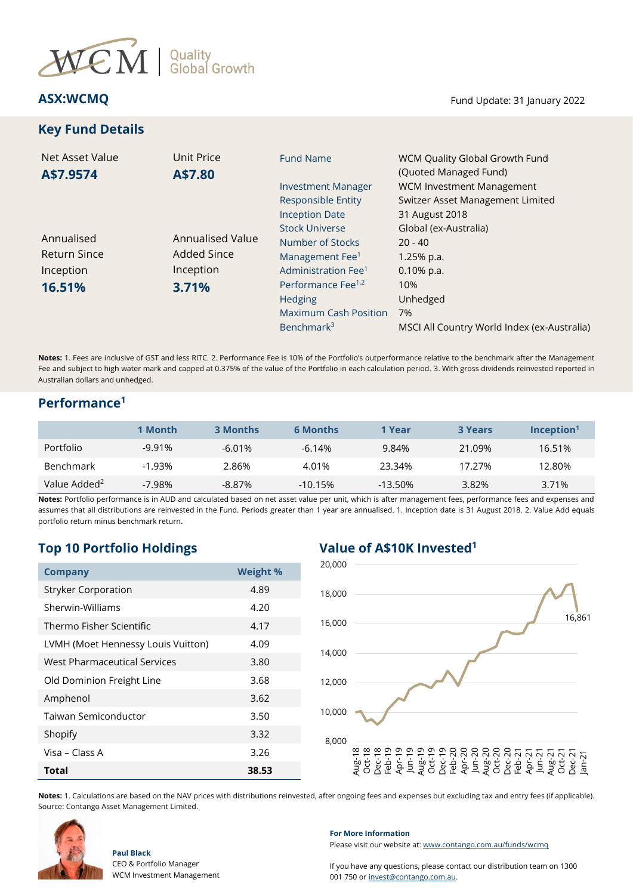WCM | Quality Global Growth

**ASX:WCMQ**

Fund Update: 31 January 2022

## Key Fund Details

Net Asset Value
**A$7.9574**

Unit Price
**A$7.80**

Annualised Return Since Inception
**16.51%**

Annualised Value Added Since Inception
**3.71%**

| | |
|---|---|
| Fund Name | WCM Quality Global Growth Fund (Quoted Managed Fund) |
| Investment Manager | WCM Investment Management |
| Responsible Entity | Switzer Asset Management Limited |
| Inception Date | 31 August 2018 |
| Stock Universe | Global (ex-Australia) |
| Number of Stocks | 20 - 40 |
| Management Fee[1] | 1.25% p.a. |
| Administration Fee[1] | 0.10% p.a. |
| Performance Fee[1,2] | 10% |
| Hedging | Unhedged |
| Maximum Cash Position | 7% |
| Benchmark[3] | MSCI All Country World Index (ex-Australia) |

**Notes:** 1. Fees are inclusive of GST and less RITC. 2. Performance Fee is 10% of the Portfolio's outperformance relative to the benchmark after the Management Fee and subject to high water mark and capped at 0.375% of the value of the Portfolio in each calculation period. 3. With gross dividends reinvested reported in Australian dollars and unhedged.

## Performance[1]

| | 1 Month | 3 Months | 6 Months | 1 Year | 3 Years | Inception[1] |
|---|---|---|---|---|---|---|
| Portfolio | -9.91% | -6.01% | -6.14% | 9.84% | 21.09% | 16.51% |
| Benchmark | -1.93% | 2.86% | 4.01% | 23.34% | 17.27% | 12.80% |
| Value Added[2] | -7.98% | -8.87% | -10.15% | -13.50% | 3.82% | 3.71% |

**Notes:** Portfolio performance is in AUD and calculated based on net asset value per unit, which is after management fees, performance fees and expenses and assumes that all distributions are reinvested in the Fund. Periods greater than 1 year are annualised. 1. Inception date is 31 August 2018. 2. Value Add equals portfolio return minus benchmark return.

## Top 10 Portfolio Holdings

| Company | Weight % |
|---|---|
| Stryker Corporation | 4.89 |
| Sherwin-Williams | 4.20 |
| Thermo Fisher Scientific | 4.17 |
| LVMH (Moet Hennessy Louis Vuitton) | 4.09 |
| West Pharmaceutical Services | 3.80 |
| Old Dominion Freight Line | 3.68 |
| Amphenol | 3.62 |
| Taiwan Semiconductor | 3.50 |
| Shopify | 3.32 |
| Visa – Class A | 3.26 |
| **Total** | **38.53** |

## Value of A$10K Invested[1]

(Chart: value rising from 10,000 in Aug-18 to 16,861 in Jan-22)

**Notes:** 1. Calculations are based on the NAV prices with distributions reinvested, after ongoing fees and expenses but excluding tax and entry fees (if applicable). Source: Contango Asset Management Limited.

**Paul Black**
CEO & Portfolio Manager
WCM Investment Management

**For More Information**

Please visit our website at: www.contango.com.au/funds/wcmq

If you have any questions, please contact our distribution team on 1300 001 750 or invest@contango.com.au.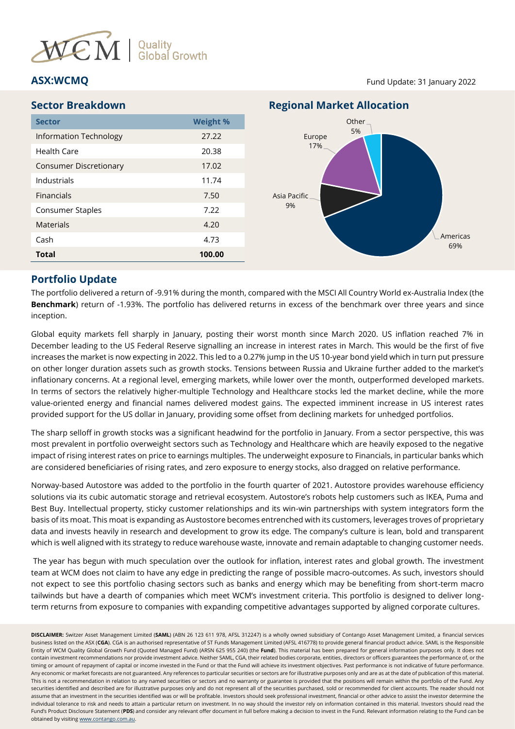**ASX:WCMQ**

Fund Update: 31 January 2022

## Sector Breakdown

| Sector | Weight % |
|---|---|
| Information Technology | 27.22 |
| Health Care | 20.38 |
| Consumer Discretionary | 17.02 |
| Industrials | 11.74 |
| Financials | 7.50 |
| Consumer Staples | 7.22 |
| Materials | 4.20 |
| Cash | 4.73 |
| **Total** | **100.00** |

## Regional Market Allocation

Other 5%

Europe 17%

Asia Pacific 9%

Americas 69%

## Portfolio Update

The portfolio delivered a return of -9.91% during the month, compared with the MSCI All Country World ex-Australia Index (the **Benchmark**) return of -1.93%. The portfolio has delivered returns in excess of the benchmark over three years and since inception.

Global equity markets fell sharply in January, posting their worst month since March 2020. US inflation reached 7% in December leading to the US Federal Reserve signalling an increase in interest rates in March. This would be the first of five increases the market is now expecting in 2022. This led to a 0.27% jump in the US 10-year bond yield which in turn put pressure on other longer duration assets such as growth stocks. Tensions between Russia and Ukraine further added to the market's inflationary concerns. At a regional level, emerging markets, while lower over the month, outperformed developed markets. In terms of sectors the relatively higher-multiple Technology and Healthcare stocks led the market decline, while the more value-oriented energy and financial names delivered modest gains. The expected imminent increase in US interest rates provided support for the US dollar in January, providing some offset from declining markets for unhedged portfolios.

The sharp selloff in growth stocks was a significant headwind for the portfolio in January. From a sector perspective, this was most prevalent in portfolio overweight sectors such as Technology and Healthcare which are heavily exposed to the negative impact of rising interest rates on price to earnings multiples. The underweight exposure to Financials, in particular banks which are considered beneficiaries of rising rates, and zero exposure to energy stocks, also dragged on relative performance.

Norway-based Autostore was added to the portfolio in the fourth quarter of 2021. Autostore provides warehouse efficiency solutions via its cubic automatic storage and retrieval ecosystem. Autostore's robots help customers such as IKEA, Puma and Best Buy. Intellectual property, sticky customer relationships and its win-win partnerships with system integrators form the basis of its moat. This moat is expanding as Austostore becomes entrenched with its customers, leverages troves of proprietary data and invests heavily in research and development to grow its edge. The company's culture is lean, bold and transparent which is well aligned with its strategy to reduce warehouse waste, innovate and remain adaptable to changing customer needs.

The year has begun with much speculation over the outlook for inflation, interest rates and global growth. The investment team at WCM does not claim to have any edge in predicting the range of possible macro-outcomes. As such, investors should not expect to see this portfolio chasing sectors such as banks and energy which may be benefiting from short-term macro tailwinds but have a dearth of companies which meet WCM's investment criteria. This portfolio is designed to deliver long-term returns from exposure to companies with expanding competitive advantages supported by aligned corporate cultures.

**DISCLAIMER:** Switzer Asset Management Limited (**SAML**) (ABN 26 123 611 978, AFSL 312247) is a wholly owned subsidiary of Contango Asset Management Limited, a financial services business listed on the ASX (**CGA**). CGA is an authorised representative of ST Funds Management Limited (AFSL 416778) to provide general financial product advice. SAML is the Responsible Entity of WCM Quality Global Growth Fund (Quoted Managed Fund) (ARSN 625 955 240) (the **Fund**). This material has been prepared for general information purposes only. It does not contain investment recommendations nor provide investment advice. Neither SAML, CGA, their related bodies corporate, entities, directors or officers guarantees the performance of, or the timing or amount of repayment of capital or income invested in the Fund or that the Fund will achieve its investment objectives. Past performance is not indicative of future performance. Any economic or market forecasts are not guaranteed. Any references to particular securities or sectors are for illustrative purposes only and are as at the date of publication of this material. This is not a recommendation in relation to any named securities or sectors and no warranty or guarantee is provided that the positions will remain within the portfolio of the Fund. Any securities identified and described are for illustrative purposes only and do not represent all of the securities purchased, sold or recommended for client accounts. The reader should not assume that an investment in the securities identified was or will be profitable. Investors should seek professional investment, financial or other advice to assist the investor determine the individual tolerance to risk and needs to attain a particular return on investment. In no way should the investor rely on information contained in this material. Investors should read the Fund's Product Disclosure Statement (**PDS**) and consider any relevant offer document in full before making a decision to invest in the Fund. Relevant information relating to the Fund can be obtained by visiting www.contango.com.au.